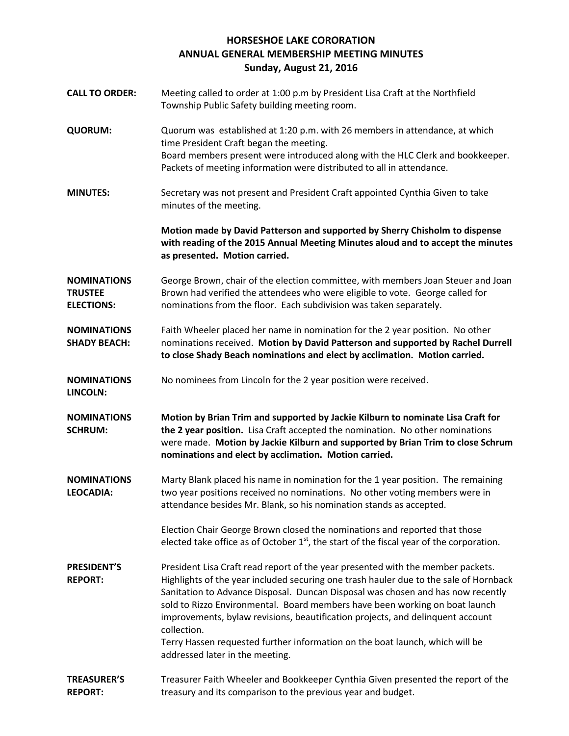# HORSESHOE LAKE CORORATION
## ANNUAL GENERAL MEMBERSHIP MEETING MINUTES
### Sunday, August 21, 2016

**CALL TO ORDER:** Meeting called to order at 1:00 p.m by President Lisa Craft at the Northfield Township Public Safety building meeting room.

**QUORUM:** Quorum was established at 1:20 p.m. with 26 members in attendance, at which time President Craft began the meeting.
Board members present were introduced along with the HLC Clerk and bookkeeper. Packets of meeting information were distributed to all in attendance.

**MINUTES:** Secretary was not present and President Craft appointed Cynthia Given to take minutes of the meeting.

**Motion made by David Patterson and supported by Sherry Chisholm to dispense with reading of the 2015 Annual Meeting Minutes aloud and to accept the minutes as presented. Motion carried.**

**NOMINATIONS TRUSTEE ELECTIONS:** George Brown, chair of the election committee, with members Joan Steuer and Joan Brown had verified the attendees who were eligible to vote. George called for nominations from the floor. Each subdivision was taken separately.

**NOMINATIONS SHADY BEACH:** Faith Wheeler placed her name in nomination for the 2 year position. No other nominations received. **Motion by David Patterson and supported by Rachel Durrell to close Shady Beach nominations and elect by acclimation. Motion carried.**

**NOMINATIONS LINCOLN:** No nominees from Lincoln for the 2 year position were received.

**NOMINATIONS SCHRUM:** **Motion by Brian Trim and supported by Jackie Kilburn to nominate Lisa Craft for the 2 year position.** Lisa Craft accepted the nomination. No other nominations were made. **Motion by Jackie Kilburn and supported by Brian Trim to close Schrum nominations and elect by acclimation. Motion carried.**

**NOMINATIONS LEOCADIA:** Marty Blank placed his name in nomination for the 1 year position. The remaining two year positions received no nominations. No other voting members were in attendance besides Mr. Blank, so his nomination stands as accepted.

Election Chair George Brown closed the nominations and reported that those elected take office as of October 1st, the start of the fiscal year of the corporation.

**PRESIDENT'S REPORT:** President Lisa Craft read report of the year presented with the member packets. Highlights of the year included securing one trash hauler due to the sale of Hornback Sanitation to Advance Disposal. Duncan Disposal was chosen and has now recently sold to Rizzo Environmental. Board members have been working on boat launch improvements, bylaw revisions, beautification projects, and delinquent account collection.
Terry Hassen requested further information on the boat launch, which will be addressed later in the meeting.

**TREASURER'S REPORT:** Treasurer Faith Wheeler and Bookkeeper Cynthia Given presented the report of the treasury and its comparison to the previous year and budget.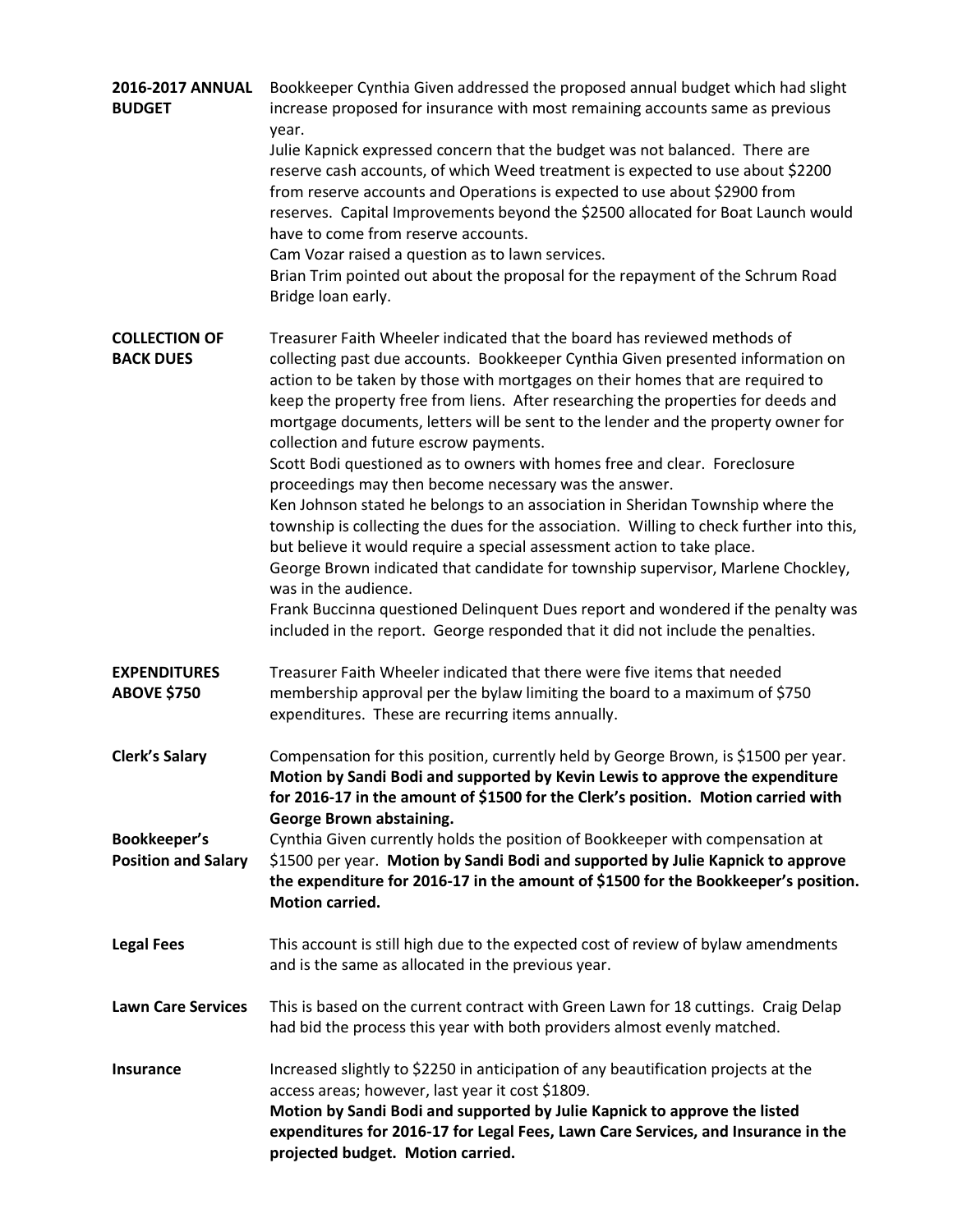**2016-2017 ANNUAL BUDGET**

Bookkeeper Cynthia Given addressed the proposed annual budget which had slight increase proposed for insurance with most remaining accounts same as previous year.

Julie Kapnick expressed concern that the budget was not balanced. There are reserve cash accounts, of which Weed treatment is expected to use about $2200 from reserve accounts and Operations is expected to use about $2900 from reserves. Capital Improvements beyond the $2500 allocated for Boat Launch would have to come from reserve accounts.

Cam Vozar raised a question as to lawn services.

Brian Trim pointed out about the proposal for the repayment of the Schrum Road Bridge loan early.

**COLLECTION OF BACK DUES**

Treasurer Faith Wheeler indicated that the board has reviewed methods of collecting past due accounts. Bookkeeper Cynthia Given presented information on action to be taken by those with mortgages on their homes that are required to keep the property free from liens. After researching the properties for deeds and mortgage documents, letters will be sent to the lender and the property owner for collection and future escrow payments.

Scott Bodi questioned as to owners with homes free and clear. Foreclosure proceedings may then become necessary was the answer.

Ken Johnson stated he belongs to an association in Sheridan Township where the township is collecting the dues for the association. Willing to check further into this, but believe it would require a special assessment action to take place.

George Brown indicated that candidate for township supervisor, Marlene Chockley, was in the audience.

Frank Buccinna questioned Delinquent Dues report and wondered if the penalty was included in the report. George responded that it did not include the penalties.

**EXPENDITURES ABOVE $750**

Treasurer Faith Wheeler indicated that there were five items that needed membership approval per the bylaw limiting the board to a maximum of $750 expenditures. These are recurring items annually.

**Clerk's Salary**

Compensation for this position, currently held by George Brown, is $1500 per year. **Motion by Sandi Bodi and supported by Kevin Lewis to approve the expenditure for 2016-17 in the amount of $1500 for the Clerk's position. Motion carried with George Brown abstaining.**

**Bookkeeper's Position and Salary**

Cynthia Given currently holds the position of Bookkeeper with compensation at $1500 per year. **Motion by Sandi Bodi and supported by Julie Kapnick to approve the expenditure for 2016-17 in the amount of $1500 for the Bookkeeper's position. Motion carried.**

**Legal Fees**

This account is still high due to the expected cost of review of bylaw amendments and is the same as allocated in the previous year.

**Lawn Care Services**

This is based on the current contract with Green Lawn for 18 cuttings. Craig Delap had bid the process this year with both providers almost evenly matched.

**Insurance**

Increased slightly to $2250 in anticipation of any beautification projects at the access areas; however, last year it cost $1809.

**Motion by Sandi Bodi and supported by Julie Kapnick to approve the listed expenditures for 2016-17 for Legal Fees, Lawn Care Services, and Insurance in the projected budget. Motion carried.**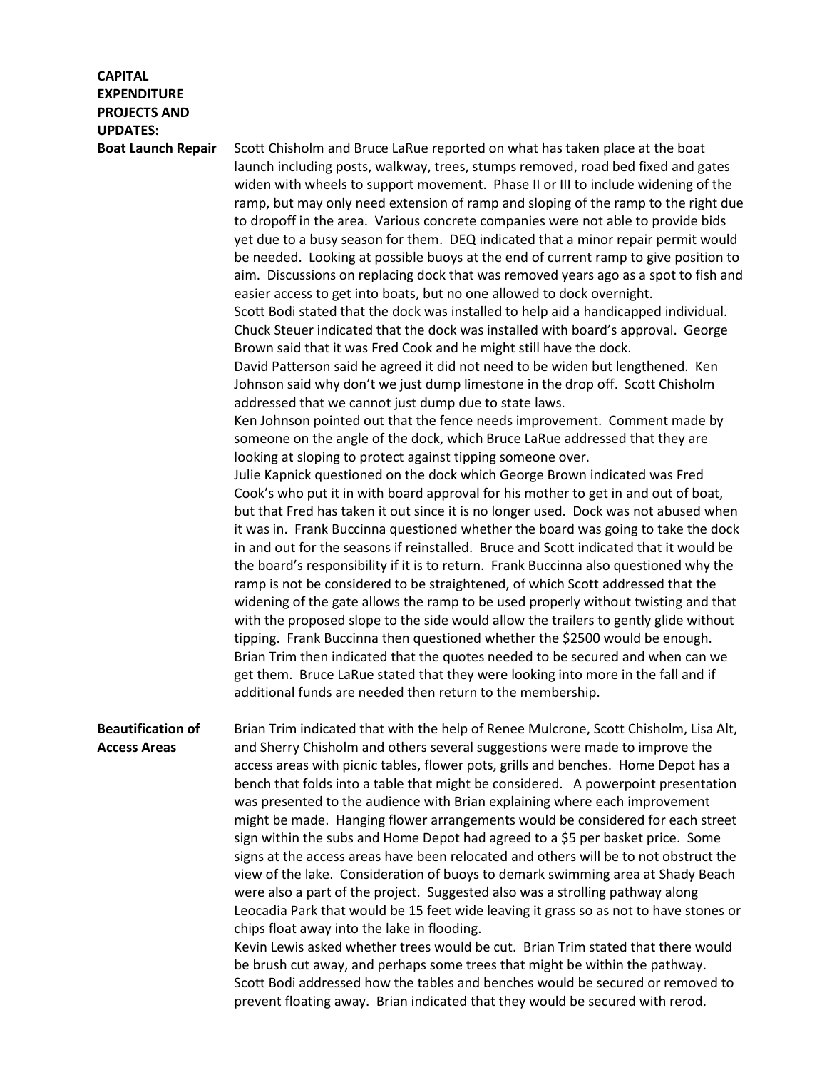**CAPITAL EXPENDITURE PROJECTS AND UPDATES:**

**Boat Launch Repair**

Scott Chisholm and Bruce LaRue reported on what has taken place at the boat launch including posts, walkway, trees, stumps removed, road bed fixed and gates widen with wheels to support movement. Phase II or III to include widening of the ramp, but may only need extension of ramp and sloping of the ramp to the right due to dropoff in the area. Various concrete companies were not able to provide bids yet due to a busy season for them. DEQ indicated that a minor repair permit would be needed. Looking at possible buoys at the end of current ramp to give position to aim. Discussions on replacing dock that was removed years ago as a spot to fish and easier access to get into boats, but no one allowed to dock overnight.

Scott Bodi stated that the dock was installed to help aid a handicapped individual. Chuck Steuer indicated that the dock was installed with board's approval. George Brown said that it was Fred Cook and he might still have the dock.

David Patterson said he agreed it did not need to be widen but lengthened. Ken Johnson said why don't we just dump limestone in the drop off. Scott Chisholm addressed that we cannot just dump due to state laws.

Ken Johnson pointed out that the fence needs improvement. Comment made by someone on the angle of the dock, which Bruce LaRue addressed that they are looking at sloping to protect against tipping someone over.

Julie Kapnick questioned on the dock which George Brown indicated was Fred Cook's who put it in with board approval for his mother to get in and out of boat, but that Fred has taken it out since it is no longer used. Dock was not abused when it was in. Frank Buccinna questioned whether the board was going to take the dock in and out for the seasons if reinstalled. Bruce and Scott indicated that it would be the board's responsibility if it is to return. Frank Buccinna also questioned why the ramp is not be considered to be straightened, of which Scott addressed that the widening of the gate allows the ramp to be used properly without twisting and that with the proposed slope to the side would allow the trailers to gently glide without tipping. Frank Buccinna then questioned whether the $2500 would be enough. Brian Trim then indicated that the quotes needed to be secured and when can we get them. Bruce LaRue stated that they were looking into more in the fall and if additional funds are needed then return to the membership.

**Beautification of Access Areas**

Brian Trim indicated that with the help of Renee Mulcrone, Scott Chisholm, Lisa Alt, and Sherry Chisholm and others several suggestions were made to improve the access areas with picnic tables, flower pots, grills and benches. Home Depot has a bench that folds into a table that might be considered. A powerpoint presentation was presented to the audience with Brian explaining where each improvement might be made. Hanging flower arrangements would be considered for each street sign within the subs and Home Depot had agreed to a $5 per basket price. Some signs at the access areas have been relocated and others will be to not obstruct the view of the lake. Consideration of buoys to demark swimming area at Shady Beach were also a part of the project. Suggested also was a strolling pathway along Leocadia Park that would be 15 feet wide leaving it grass so as not to have stones or chips float away into the lake in flooding.

Kevin Lewis asked whether trees would be cut. Brian Trim stated that there would be brush cut away, and perhaps some trees that might be within the pathway. Scott Bodi addressed how the tables and benches would be secured or removed to prevent floating away. Brian indicated that they would be secured with rerod.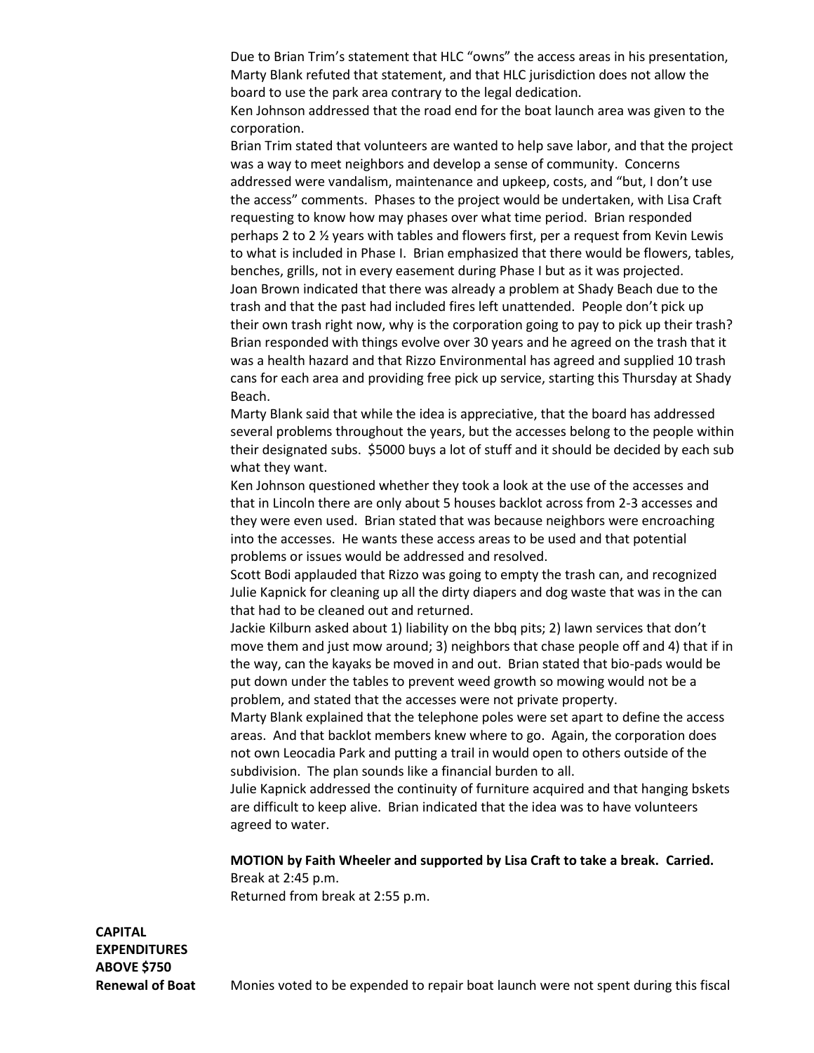Due to Brian Trim's statement that HLC "owns" the access areas in his presentation, Marty Blank refuted that statement, and that HLC jurisdiction does not allow the board to use the park area contrary to the legal dedication.

Ken Johnson addressed that the road end for the boat launch area was given to the corporation.

Brian Trim stated that volunteers are wanted to help save labor, and that the project was a way to meet neighbors and develop a sense of community. Concerns addressed were vandalism, maintenance and upkeep, costs, and "but, I don't use the access" comments. Phases to the project would be undertaken, with Lisa Craft requesting to know how may phases over what time period. Brian responded perhaps 2 to 2 ½ years with tables and flowers first, per a request from Kevin Lewis to what is included in Phase I. Brian emphasized that there would be flowers, tables, benches, grills, not in every easement during Phase I but as it was projected.

Joan Brown indicated that there was already a problem at Shady Beach due to the trash and that the past had included fires left unattended. People don't pick up their own trash right now, why is the corporation going to pay to pick up their trash? Brian responded with things evolve over 30 years and he agreed on the trash that it was a health hazard and that Rizzo Environmental has agreed and supplied 10 trash cans for each area and providing free pick up service, starting this Thursday at Shady Beach.

Marty Blank said that while the idea is appreciative, that the board has addressed several problems throughout the years, but the accesses belong to the people within their designated subs. $5000 buys a lot of stuff and it should be decided by each sub what they want.

Ken Johnson questioned whether they took a look at the use of the accesses and that in Lincoln there are only about 5 houses backlot across from 2-3 accesses and they were even used. Brian stated that was because neighbors were encroaching into the accesses. He wants these access areas to be used and that potential problems or issues would be addressed and resolved.

Scott Bodi applauded that Rizzo was going to empty the trash can, and recognized Julie Kapnick for cleaning up all the dirty diapers and dog waste that was in the can that had to be cleaned out and returned.

Jackie Kilburn asked about 1) liability on the bbq pits; 2) lawn services that don't move them and just mow around; 3) neighbors that chase people off and 4) that if in the way, can the kayaks be moved in and out. Brian stated that bio-pads would be put down under the tables to prevent weed growth so mowing would not be a problem, and stated that the accesses were not private property.

Marty Blank explained that the telephone poles were set apart to define the access areas. And that backlot members knew where to go. Again, the corporation does not own Leocadia Park and putting a trail in would open to others outside of the subdivision. The plan sounds like a financial burden to all.

Julie Kapnick addressed the continuity of furniture acquired and that hanging bskets are difficult to keep alive. Brian indicated that the idea was to have volunteers agreed to water.

**MOTION by Faith Wheeler and supported by Lisa Craft to take a break. Carried.**
Break at 2:45 p.m.
Returned from break at 2:55 p.m.

**CAPITAL EXPENDITURES ABOVE $750**

**Renewal of Boat** Monies voted to be expended to repair boat launch were not spent during this fiscal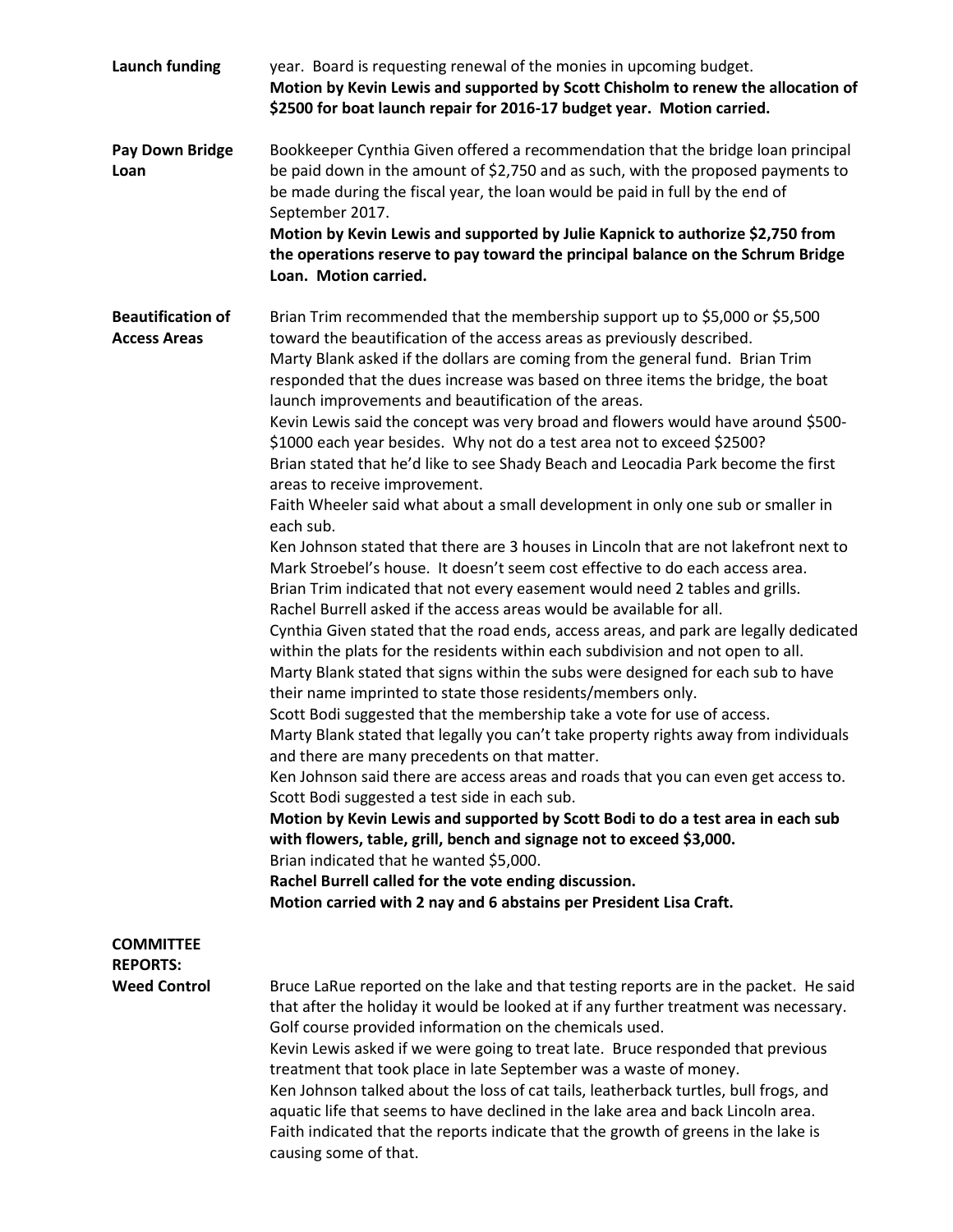**Launch funding**

year. Board is requesting renewal of the monies in upcoming budget.
**Motion by Kevin Lewis and supported by Scott Chisholm to renew the allocation of $2500 for boat launch repair for 2016-17 budget year. Motion carried.**

**Pay Down Bridge Loan**

Bookkeeper Cynthia Given offered a recommendation that the bridge loan principal be paid down in the amount of $2,750 and as such, with the proposed payments to be made during the fiscal year, the loan would be paid in full by the end of September 2017.
**Motion by Kevin Lewis and supported by Julie Kapnick to authorize $2,750 from the operations reserve to pay toward the principal balance on the Schrum Bridge Loan. Motion carried.**

**Beautification of Access Areas**

Brian Trim recommended that the membership support up to $5,000 or $5,500 toward the beautification of the access areas as previously described.
Marty Blank asked if the dollars are coming from the general fund. Brian Trim responded that the dues increase was based on three items the bridge, the boat launch improvements and beautification of the areas.
Kevin Lewis said the concept was very broad and flowers would have around $500-$1000 each year besides. Why not do a test area not to exceed $2500?
Brian stated that he'd like to see Shady Beach and Leocadia Park become the first areas to receive improvement.
Faith Wheeler said what about a small development in only one sub or smaller in each sub.
Ken Johnson stated that there are 3 houses in Lincoln that are not lakefront next to Mark Stroebel's house. It doesn't seem cost effective to do each access area.
Brian Trim indicated that not every easement would need 2 tables and grills.
Rachel Burrell asked if the access areas would be available for all.
Cynthia Given stated that the road ends, access areas, and park are legally dedicated within the plats for the residents within each subdivision and not open to all.
Marty Blank stated that signs within the subs were designed for each sub to have their name imprinted to state those residents/members only.
Scott Bodi suggested that the membership take a vote for use of access.
Marty Blank stated that legally you can't take property rights away from individuals and there are many precedents on that matter.
Ken Johnson said there are access areas and roads that you can even get access to.
Scott Bodi suggested a test side in each sub.
**Motion by Kevin Lewis and supported by Scott Bodi to do a test area in each sub with flowers, table, grill, bench and signage not to exceed $3,000.**
Brian indicated that he wanted $5,000.
**Rachel Burrell called for the vote ending discussion.**
**Motion carried with 2 nay and 6 abstains per President Lisa Craft.**

**COMMITTEE REPORTS:**

**Weed Control**

Bruce LaRue reported on the lake and that testing reports are in the packet. He said that after the holiday it would be looked at if any further treatment was necessary. Golf course provided information on the chemicals used.
Kevin Lewis asked if we were going to treat late. Bruce responded that previous treatment that took place in late September was a waste of money.
Ken Johnson talked about the loss of cat tails, leatherback turtles, bull frogs, and aquatic life that seems to have declined in the lake area and back Lincoln area.
Faith indicated that the reports indicate that the growth of greens in the lake is causing some of that.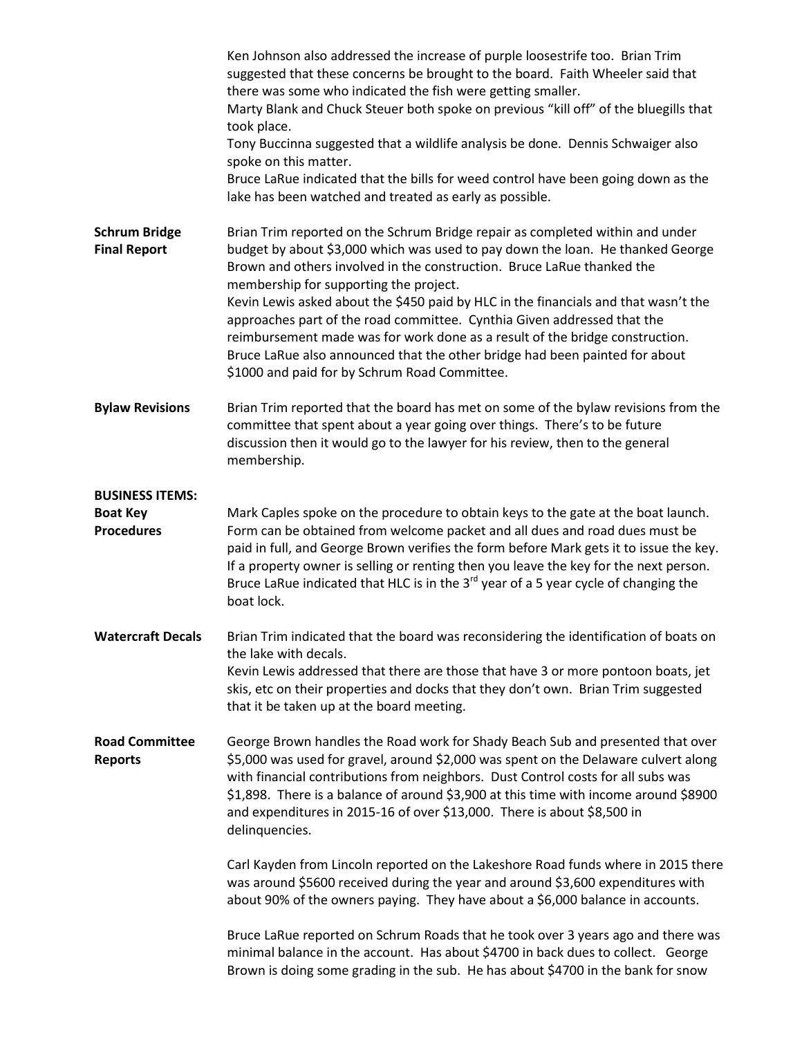Ken Johnson also addressed the increase of purple loosestrife too. Brian Trim suggested that these concerns be brought to the board. Faith Wheeler said that there was some who indicated the fish were getting smaller.
Marty Blank and Chuck Steuer both spoke on previous "kill off" of the bluegills that took place.
Tony Buccinna suggested that a wildlife analysis be done. Dennis Schwaiger also spoke on this matter.
Bruce LaRue indicated that the bills for weed control have been going down as the lake has been watched and treated as early as possible.

**Schrum Bridge Final Report**

Brian Trim reported on the Schrum Bridge repair as completed within and under budget by about $3,000 which was used to pay down the loan. He thanked George Brown and others involved in the construction. Bruce LaRue thanked the membership for supporting the project.
Kevin Lewis asked about the $450 paid by HLC in the financials and that wasn't the approaches part of the road committee. Cynthia Given addressed that the reimbursement made was for work done as a result of the bridge construction.
Bruce LaRue also announced that the other bridge had been painted for about $1000 and paid for by Schrum Road Committee.

**Bylaw Revisions**

Brian Trim reported that the board has met on some of the bylaw revisions from the committee that spent about a year going over things. There's to be future discussion then it would go to the lawyer for his review, then to the general membership.

**BUSINESS ITEMS:**

**Boat Key Procedures**

Mark Caples spoke on the procedure to obtain keys to the gate at the boat launch. Form can be obtained from welcome packet and all dues and road dues must be paid in full, and George Brown verifies the form before Mark gets it to issue the key. If a property owner is selling or renting then you leave the key for the next person. Bruce LaRue indicated that HLC is in the 3rd year of a 5 year cycle of changing the boat lock.

**Watercraft Decals**

Brian Trim indicated that the board was reconsidering the identification of boats on the lake with decals.
Kevin Lewis addressed that there are those that have 3 or more pontoon boats, jet skis, etc on their properties and docks that they don't own. Brian Trim suggested that it be taken up at the board meeting.

**Road Committee Reports**

George Brown handles the Road work for Shady Beach Sub and presented that over $5,000 was used for gravel, around $2,000 was spent on the Delaware culvert along with financial contributions from neighbors. Dust Control costs for all subs was $1,898. There is a balance of around $3,900 at this time with income around $8900 and expenditures in 2015-16 of over $13,000. There is about $8,500 in delinquencies.

Carl Kayden from Lincoln reported on the Lakeshore Road funds where in 2015 there was around $5600 received during the year and around $3,600 expenditures with about 90% of the owners paying. They have about a $6,000 balance in accounts.

Bruce LaRue reported on Schrum Roads that he took over 3 years ago and there was minimal balance in the account. Has about $4700 in back dues to collect. George Brown is doing some grading in the sub. He has about $4700 in the bank for snow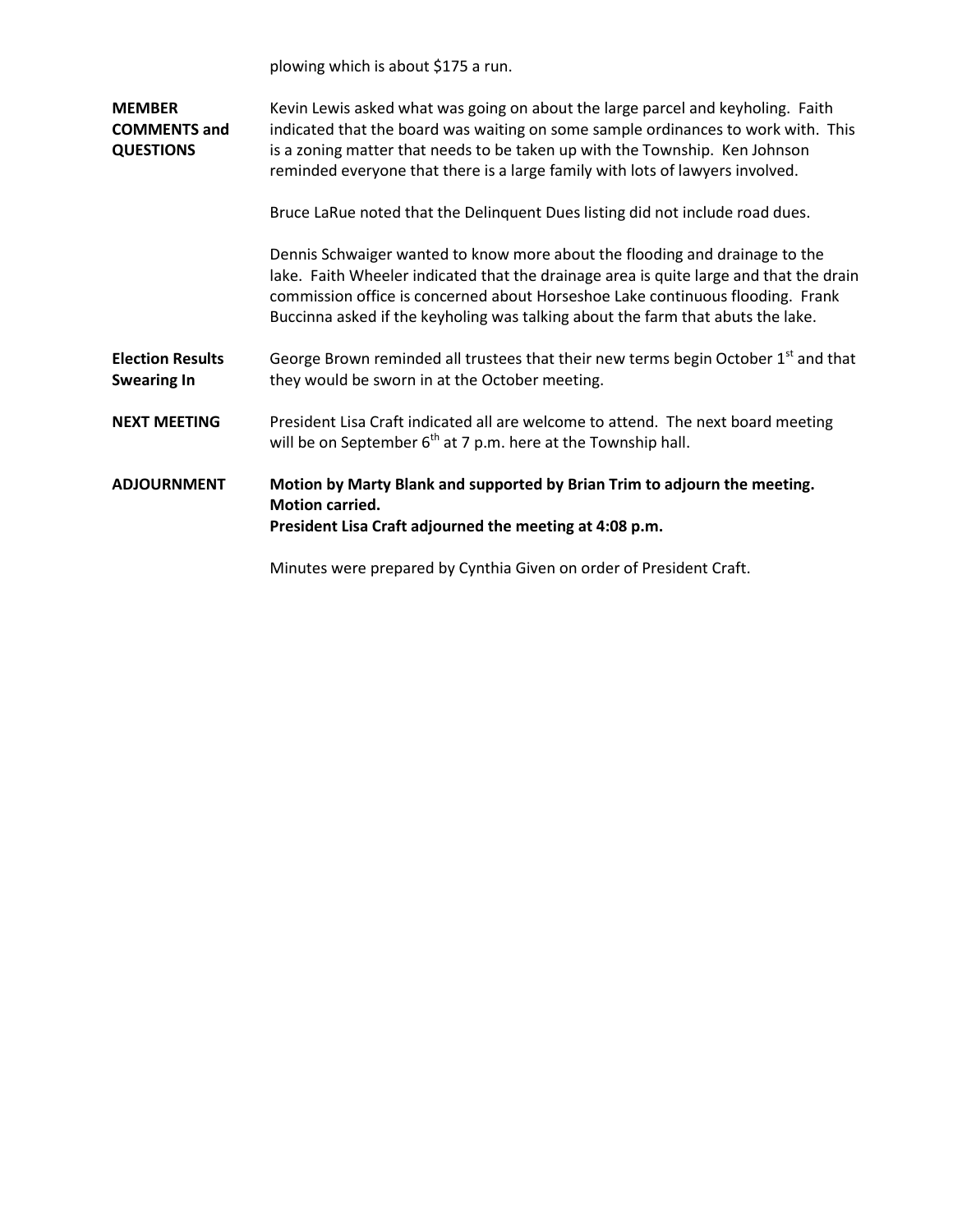plowing which is about $175 a run.

**MEMBER COMMENTS and QUESTIONS**

Kevin Lewis asked what was going on about the large parcel and keyholing. Faith indicated that the board was waiting on some sample ordinances to work with. This is a zoning matter that needs to be taken up with the Township. Ken Johnson reminded everyone that there is a large family with lots of lawyers involved.

Bruce LaRue noted that the Delinquent Dues listing did not include road dues.

Dennis Schwaiger wanted to know more about the flooding and drainage to the lake. Faith Wheeler indicated that the drainage area is quite large and that the drain commission office is concerned about Horseshoe Lake continuous flooding. Frank Buccinna asked if the keyholing was talking about the farm that abuts the lake.

**Election Results Swearing In**

George Brown reminded all trustees that their new terms begin October 1st and that they would be sworn in at the October meeting.

**NEXT MEETING**

President Lisa Craft indicated all are welcome to attend. The next board meeting will be on September 6th at 7 p.m. here at the Township hall.

**ADJOURNMENT**

**Motion by Marty Blank and supported by Brian Trim to adjourn the meeting. Motion carried.**
**President Lisa Craft adjourned the meeting at 4:08 p.m.**

Minutes were prepared by Cynthia Given on order of President Craft.